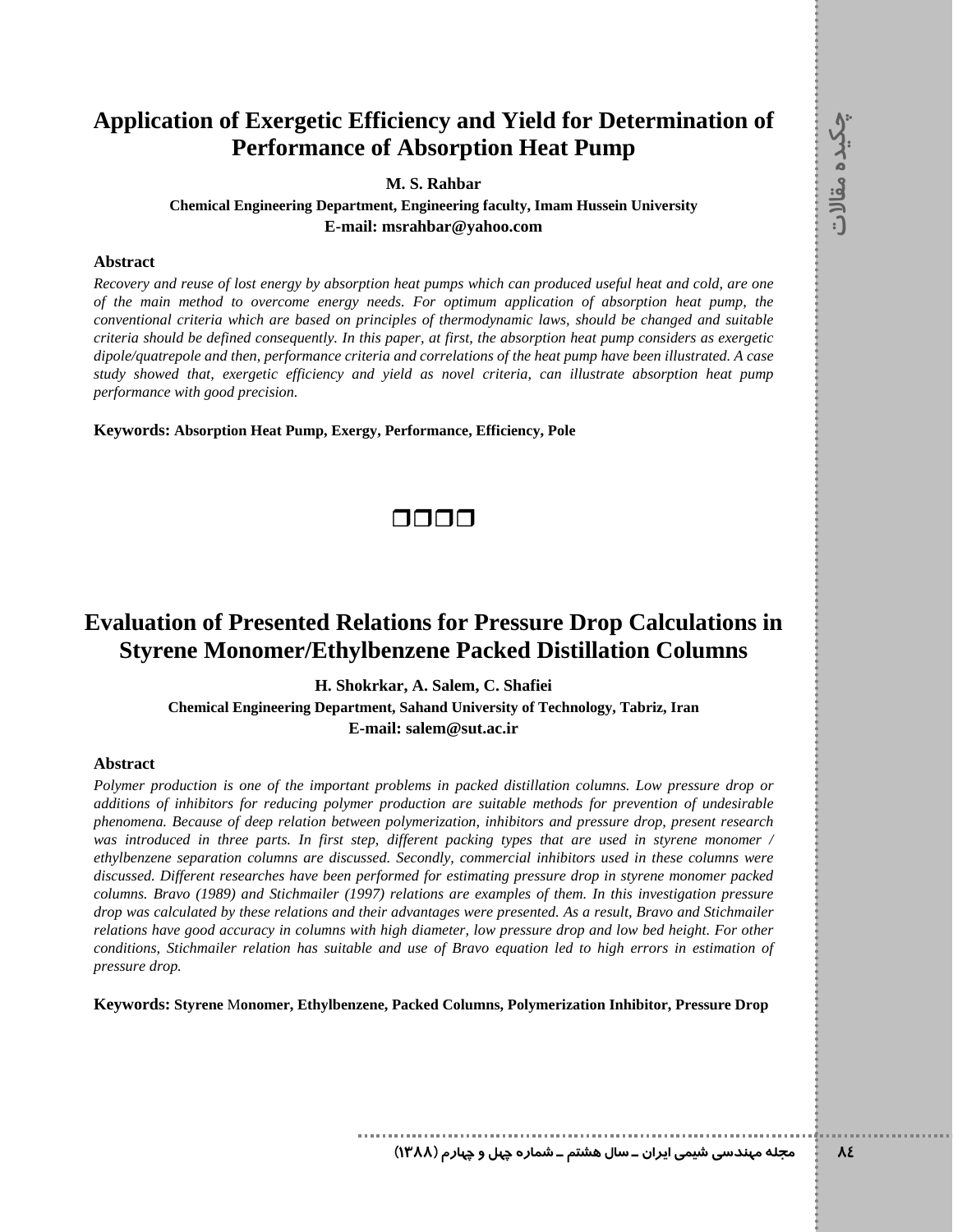# Application of Exergetic Efficiency and Yield for Determination of Performance of Absorption Heat Pump

**M. S. Rahbar**

**Chemical Engineering Department, Engineering faculty, Imam Hussein University**

**E-mail: msrahbar@yahoo.com**

## Abstract

*Recovery and reuse of lost energy by absorption heat pumps which can produced useful heat and cold, are one of the main method to overcome energy needs. For optimum application of absorption heat pump, the conventional criteria which are based on principles of thermodynamic laws, should be changed and suitable criteria should be defined consequently. In this paper, at first, the absorption heat pump considers as exergetic dipole/quatrepole and then, performance criteria and correlations of the heat pump have been illustrated. A case study showed that, exergetic efficiency and yield as novel criteria, can illustrate absorption heat pump performance with good precision.*

**Keywords: Absorption Heat Pump, Exergy, Performance, Efficiency, Pole**

❒❒❒❒

# Evaluation of Presented Relations for Pressure Drop Calculations in Styrene Monomer/Ethylbenzene Packed Distillation Columns

**H. Shokrkar, A. Salem, C. Shafiei**

**Chemical Engineering Department, Sahand University of Technology, Tabriz, Iran**

**E-mail: salem@sut.ac.ir**

## Abstract

*Polymer production is one of the important problems in packed distillation columns. Low pressure drop or additions of inhibitors for reducing polymer production are suitable methods for prevention of undesirable phenomena. Because of deep relation between polymerization, inhibitors and pressure drop, present research was introduced in three parts. In first step, different packing types that are used in styrene monomer / ethylbenzene separation columns are discussed. Secondly, commercial inhibitors used in these columns were discussed. Different researches have been performed for estimating pressure drop in styrene monomer packed columns. Bravo (1989) and Stichmailer (1997) relations are examples of them. In this investigation pressure drop was calculated by these relations and their advantages were presented. As a result, Bravo and Stichmailer relations have good accuracy in columns with high diameter, low pressure drop and low bed height. For other conditions, Stichmailer relation has suitable and use of Bravo equation led to high errors in estimation of pressure drop.*

**Keywords: Styrene Monomer, Ethylbenzene, Packed Columns, Polymerization Inhibitor, Pressure Drop**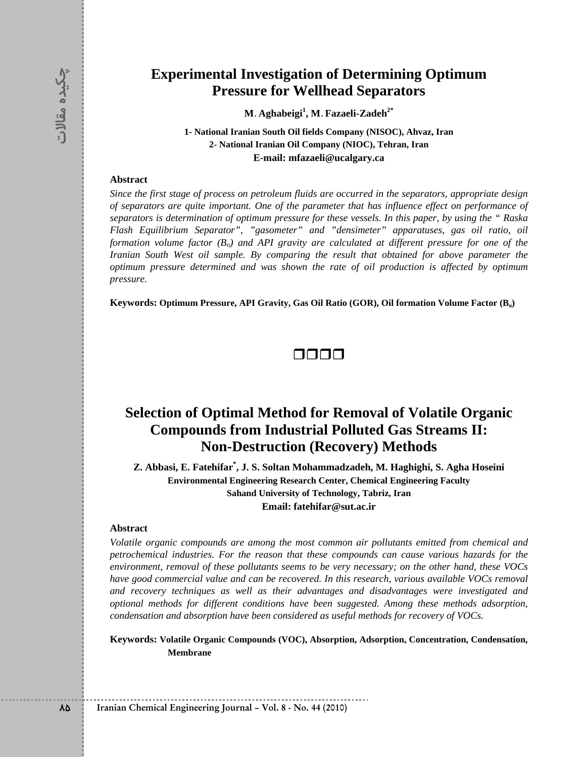# Experimental Investigation of Determining Optimum Pressure for Wellhead Separators

**M. Aghabeigi[1], M. Fazaeli-Zadeh[2*]**

**1- National Iranian South Oil fields Company (NISOC), Ahvaz, Iran**
**2- National Iranian Oil Company (NIOC), Tehran, Iran**
**E-mail: mfazaeli@ucalgary.ca**

**Abstract**

*Since the first stage of process on petroleum fluids are occurred in the separators, appropriate design of separators are quite important. One of the parameter that has influence effect on performance of separators is determination of optimum pressure for these vessels. In this paper, by using the " Raska Flash Equilibrium Separator", "gasometer" and "densimeter" apparatuses, gas oil ratio, oil formation volume factor ($B_o$) and API gravity are calculated at different pressure for one of the Iranian South West oil sample. By comparing the result that obtained for above parameter the optimum pressure determined and was shown the rate of oil production is affected by optimum pressure.*

**Keywords: Optimum Pressure, API Gravity, Gas Oil Ratio (GOR), Oil formation Volume Factor ($B_o$)**

❒❒❒❒

# Selection of Optimal Method for Removal of Volatile Organic Compounds from Industrial Polluted Gas Streams II: Non-Destruction (Recovery) Methods

**Z. Abbasi, E. Fatehifar[*], J. S. Soltan Mohammadzadeh, M. Haghighi, S. Agha Hoseini**
**Environmental Engineering Research Center, Chemical Engineering Faculty**
**Sahand University of Technology, Tabriz, Iran**
**Email: fatehifar@sut.ac.ir**

**Abstract**

*Volatile organic compounds are among the most common air pollutants emitted from chemical and petrochemical industries. For the reason that these compounds can cause various hazards for the environment, removal of these pollutants seems to be very necessary; on the other hand, these VOCs have good commercial value and can be recovered. In this research, various available VOCs removal and recovery techniques as well as their advantages and disadvantages were investigated and optional methods for different conditions have been suggested. Among these methods adsorption, condensation and absorption have been considered as useful methods for recovery of VOCs.*

**Keywords: Volatile Organic Compounds (VOC), Absorption, Adsorption, Concentration, Condensation, Membrane**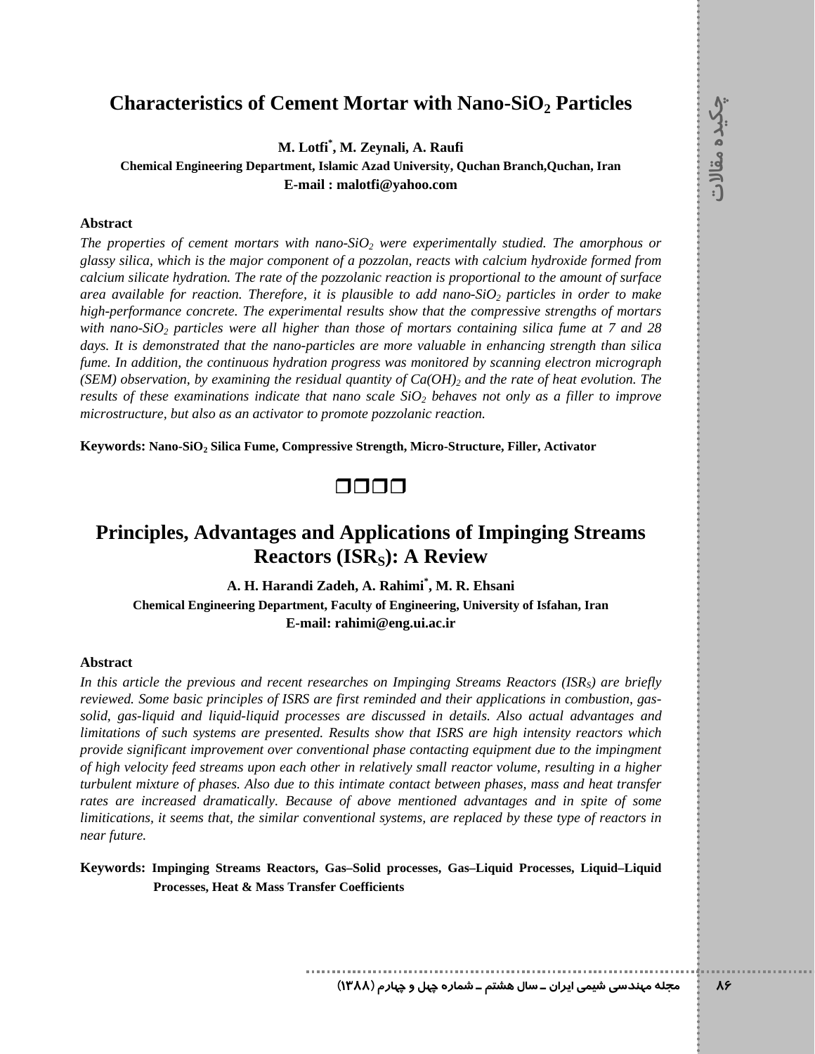# Characteristics of Cement Mortar with Nano-$SiO_2$ Particles

**M. Lotfi[*], M. Zeynali, A. Raufi**

**Chemical Engineering Department, Islamic Azad University, Quchan Branch,Quchan, Iran**

**E-mail : malotfi@yahoo.com**

### Abstract

*The properties of cement mortars with nano-$SiO_2$ were experimentally studied. The amorphous or glassy silica, which is the major component of a pozzolan, reacts with calcium hydroxide formed from calcium silicate hydration. The rate of the pozzolanic reaction is proportional to the amount of surface area available for reaction. Therefore, it is plausible to add nano-$SiO_2$ particles in order to make high-performance concrete. The experimental results show that the compressive strengths of mortars with nano-$SiO_2$ particles were all higher than those of mortars containing silica fume at 7 and 28 days. It is demonstrated that the nano-particles are more valuable in enhancing strength than silica fume. In addition, the continuous hydration progress was monitored by scanning electron micrograph (SEM) observation, by examining the residual quantity of $Ca(OH)_2$ and the rate of heat evolution. The results of these examinations indicate that nano scale $SiO_2$ behaves not only as a filler to improve microstructure, but also as an activator to promote pozzolanic reaction.*

**Keywords: Nano-$SiO_2$ Silica Fume, Compressive Strength, Micro-Structure, Filler, Activator**

❒❒❒❒

# Principles, Advantages and Applications of Impinging Streams Reactors ($ISR_S$): A Review

**A. H. Harandi Zadeh, A. Rahimi[*], M. R. Ehsani**

**Chemical Engineering Department, Faculty of Engineering, University of Isfahan, Iran**

**E-mail: rahimi@eng.ui.ac.ir**

### Abstract

*In this article the previous and recent researches on Impinging Streams Reactors ($ISR_S$) are briefly reviewed. Some basic principles of ISRS are first reminded and their applications in combustion, gas-solid, gas-liquid and liquid-liquid processes are discussed in details. Also actual advantages and limitations of such systems are presented. Results show that ISRS are high intensity reactors which provide significant improvement over conventional phase contacting equipment due to the impingment of high velocity feed streams upon each other in relatively small reactor volume, resulting in a higher turbulent mixture of phases. Also due to this intimate contact between phases, mass and heat transfer rates are increased dramatically. Because of above mentioned advantages and in spite of some limitications, it seems that, the similar conventional systems, are replaced by these type of reactors in near future.*

**Keywords: Impinging Streams Reactors, Gas–Solid processes, Gas–Liquid Processes, Liquid–Liquid Processes, Heat & Mass Transfer Coefficients**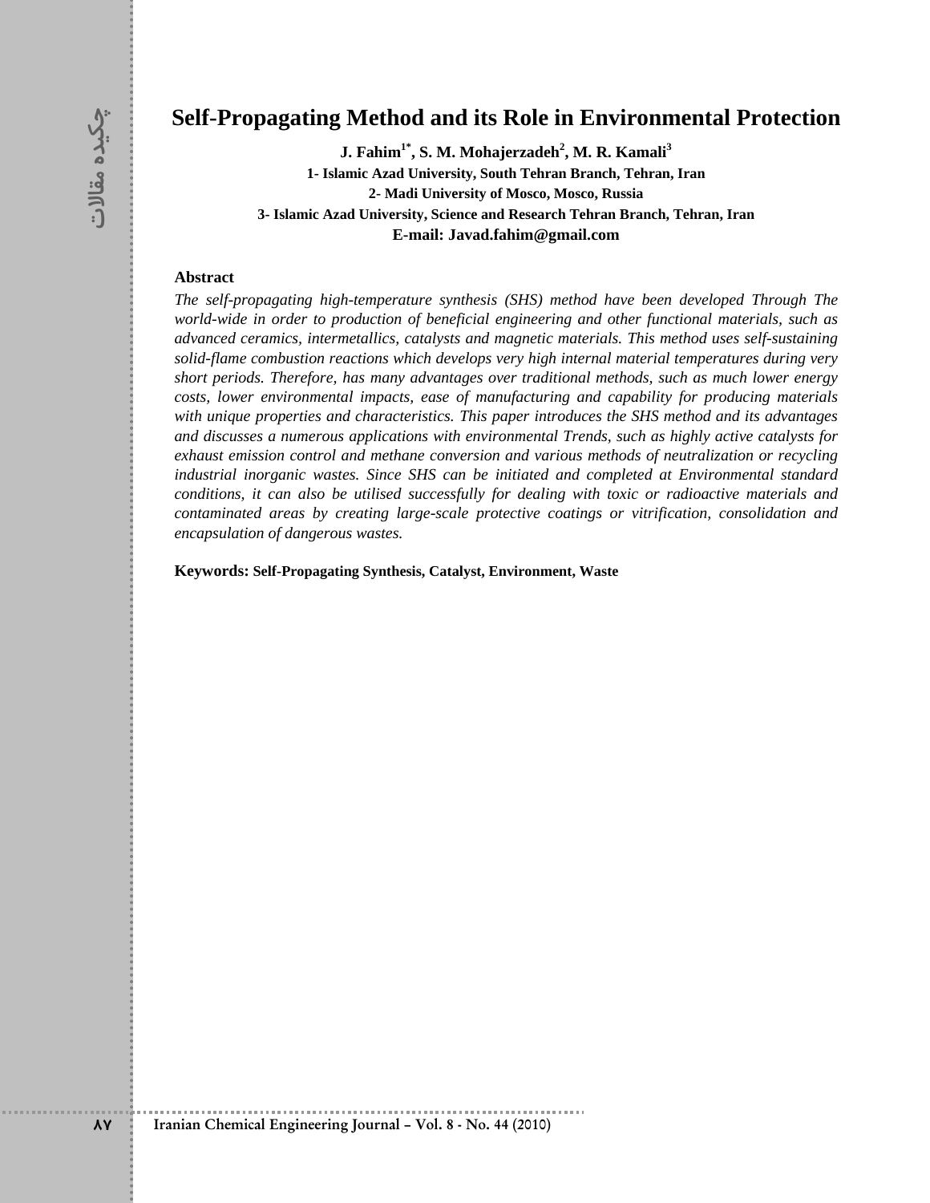# Self-Propagating Method and its Role in Environmental Protection

**J. Fahim[1*], S. M. Mohajerzadeh[2], M. R. Kamali[3]**

**1- Islamic Azad University, South Tehran Branch, Tehran, Iran**

**2- Madi University of Mosco, Mosco, Russia**

**3- Islamic Azad University, Science and Research Tehran Branch, Tehran, Iran**

**E-mail: Javad.fahim@gmail.com**

## Abstract

*The self-propagating high-temperature synthesis (SHS) method have been developed Through The world-wide in order to production of beneficial engineering and other functional materials, such as advanced ceramics, intermetallics, catalysts and magnetic materials. This method uses self-sustaining solid-flame combustion reactions which develops very high internal material temperatures during very short periods. Therefore, has many advantages over traditional methods, such as much lower energy costs, lower environmental impacts, ease of manufacturing and capability for producing materials with unique properties and characteristics. This paper introduces the SHS method and its advantages and discusses a numerous applications with environmental Trends, such as highly active catalysts for exhaust emission control and methane conversion and various methods of neutralization or recycling industrial inorganic wastes. Since SHS can be initiated and completed at Environmental standard conditions, it can also be utilised successfully for dealing with toxic or radioactive materials and contaminated areas by creating large-scale protective coatings or vitrification, consolidation and encapsulation of dangerous wastes.*

**Keywords:** **Self-Propagating Synthesis, Catalyst, Environment, Waste**